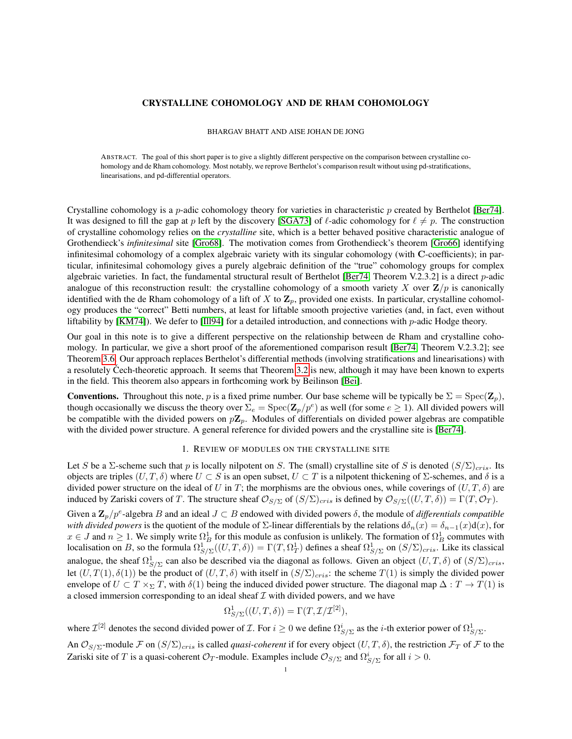# CRYSTALLINE COHOMOLOGY AND DE RHAM COHOMOLOGY

BHARGAV BHATT AND AISE JOHAN DE JONG

ABSTRACT. The goal of this short paper is to give a slightly different perspective on the comparison between crystalline cohomology and de Rham cohomology. Most notably, we reprove Berthelot's comparison result without using pd-stratifications, linearisations, and pd-differential operators.

Crystalline cohomology is a $p$-adic cohomology theory for varieties in characteristic $p$ created by Berthelot [Ber74]. It was designed to fill the gap at $p$ left by the discovery [SGA73] of $\ell$-adic cohomology for $\ell \neq p$. The construction of crystalline cohomology relies on the *crystalline* site, which is a better behaved positive characteristic analogue of Grothendieck's *infinitesimal* site [Gro68]. The motivation comes from Grothendieck's theorem [Gro66] identifying infinitesimal cohomology of a complex algebraic variety with its singular cohomology (with $\mathbf{C}$-coefficients); in particular, infinitesimal cohomology gives a purely algebraic definition of the "true" cohomology groups for complex algebraic varieties. In fact, the fundamental structural result of Berthelot [Ber74, Theorem V.2.3.2] is a direct $p$-adic analogue of this reconstruction result: the crystalline cohomology of a smooth variety $X$ over $\mathbf{Z}/p$ is canonically identified with the de Rham cohomology of a lift of $X$ to $\mathbf{Z}_p$, provided one exists. In particular, crystalline cohomology produces the "correct" Betti numbers, at least for liftable smooth projective varieties (and, in fact, even without liftability by [KM74]). We defer to [Ill94] for a detailed introduction, and connections with $p$-adic Hodge theory.

Our goal in this note is to give a different perspective on the relationship between de Rham and crystalline cohomology. In particular, we give a short proof of the aforementioned comparison result [Ber74, Theorem V.2.3.2]; see Theorem 3.6. Our approach replaces Berthelot's differential methods (involving stratifications and linearisations) with a resolutely Čech-theoretic approach. It seems that Theorem 3.2 is new, although it may have been known to experts in the field. This theorem also appears in forthcoming work by Beilinson [Bei].

**Conventions.** Throughout this note, $p$ is a fixed prime number. Our base scheme will be typically be $\Sigma = \mathrm{Spec}(\mathbf{Z}_p)$, though occasionally we discuss the theory over $\Sigma_e = \mathrm{Spec}(\mathbf{Z}_p/p^e)$ as well (for some $e \geq 1$). All divided powers will be compatible with the divided powers on $p\mathbf{Z}_p$. Modules of differentials on divided power algebras are compatible with the divided power structure. A general reference for divided powers and the crystalline site is [Ber74].

## 1. REVIEW OF MODULES ON THE CRYSTALLINE SITE

Let $S$ be a $\Sigma$-scheme such that $p$ is locally nilpotent on $S$. The (small) crystalline site of $S$ is denoted $(S/\Sigma)_{cris}$. Its objects are triples $(U, T, \delta)$ where $U \subset S$ is an open subset, $U \subset T$ is a nilpotent thickening of $\Sigma$-schemes, and $\delta$ is a divided power structure on the ideal of $U$ in $T$; the morphisms are the obvious ones, while coverings of $(U, T, \delta)$ are induced by Zariski covers of $T$. The structure sheaf $\mathcal{O}_{S/\Sigma}$ of $(S/\Sigma)_{cris}$ is defined by $\mathcal{O}_{S/\Sigma}((U, T, \delta)) = \Gamma(T, \mathcal{O}_T)$.

Given a $\mathbf{Z}_p/p^e$-algebra $B$ and an ideal $J \subset B$ endowed with divided powers $\delta$, the module of *differentials compatible with divided powers* is the quotient of the module of $\Sigma$-linear differentials by the relations $\mathrm{d}\delta_n(x) = \delta_{n-1}(x)\mathrm{d}(x)$, for $x \in J$ and $n \geq 1$. We simply write $\Omega^1_B$ for this module as confusion is unlikely. The formation of $\Omega^1_B$ commutes with localisation on $B$, so the formula $\Omega^1_{S/\Sigma}((U, T, \delta)) = \Gamma(T, \Omega^1_T)$ defines a sheaf $\Omega^1_{S/\Sigma}$ on $(S/\Sigma)_{cris}$. Like its classical analogue, the sheaf $\Omega^1_{S/\Sigma}$ can also be described via the diagonal as follows. Given an object $(U, T, \delta)$ of $(S/\Sigma)_{cris}$, let $(U, T(1), \delta(1))$ be the product of $(U, T, \delta)$ with itself in $(S/\Sigma)_{cris}$: the scheme $T(1)$ is simply the divided power envelope of $U \subset T \times_\Sigma T$, with $\delta(1)$ being the induced divided power structure. The diagonal map $\Delta : T \to T(1)$ is a closed immersion corresponding to an ideal sheaf $\mathcal{I}$ with divided powers, and we have

$$\Omega^1_{S/\Sigma}((U, T, \delta)) = \Gamma(T, \mathcal{I}/\mathcal{I}^{[2]}),$$

where $\mathcal{I}^{[2]}$ denotes the second divided power of $\mathcal{I}$. For $i \geq 0$ we define $\Omega^i_{S/\Sigma}$ as the $i$-th exterior power of $\Omega^1_{S/\Sigma}$.

An $\mathcal{O}_{S/\Sigma}$-module $\mathcal{F}$ on $(S/\Sigma)_{cris}$ is called *quasi-coherent* if for every object $(U, T, \delta)$, the restriction $\mathcal{F}_T$ of $\mathcal{F}$ to the Zariski site of $T$ is a quasi-coherent $\mathcal{O}_T$-module. Examples include $\mathcal{O}_{S/\Sigma}$ and $\Omega^i_{S/\Sigma}$ for all $i > 0$.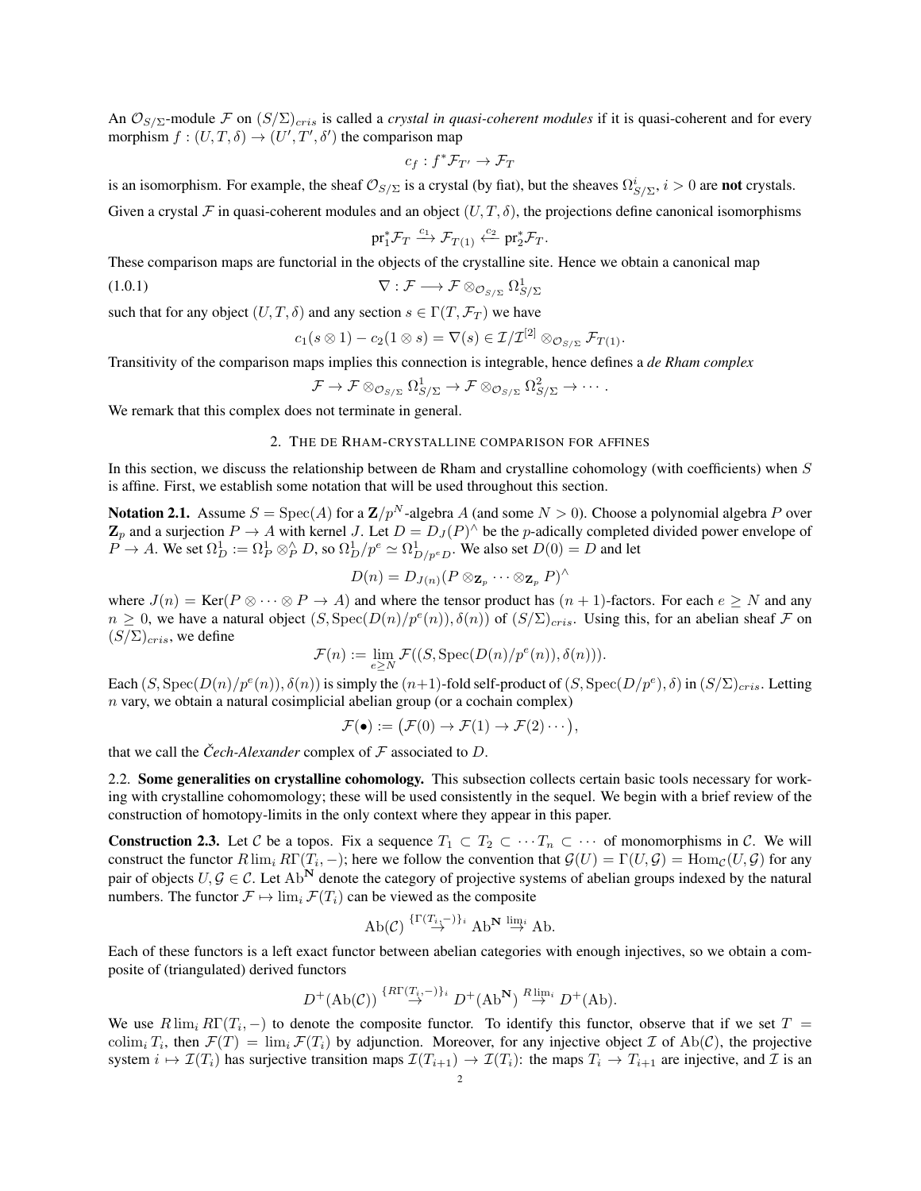An $\mathcal{O}_{S/\Sigma}$-module $\mathcal{F}$ on $(S/\Sigma)_{cris}$ is called a *crystal in quasi-coherent modules* if it is quasi-coherent and for every morphism $f : (U, T, \delta) \to (U', T', \delta')$ the comparison map

$$c_f : f^*\mathcal{F}_{T'} \to \mathcal{F}_T$$

is an isomorphism. For example, the sheaf $\mathcal{O}_{S/\Sigma}$ is a crystal (by fiat), but the sheaves $\Omega^i_{S/\Sigma}$, $i > 0$ are **not** crystals.

Given a crystal $\mathcal{F}$ in quasi-coherent modules and an object $(U, T, \delta)$, the projections define canonical isomorphisms

$$\mathrm{pr}_1^*\mathcal{F}_T \xrightarrow{c_1} \mathcal{F}_{T(1)} \xleftarrow{c_2} \mathrm{pr}_2^*\mathcal{F}_T.$$

These comparison maps are functorial in the objects of the crystalline site. Hence we obtain a canonical map

$$\nabla : \mathcal{F} \longrightarrow \mathcal{F} \otimes_{\mathcal{O}_{S/\Sigma}} \Omega^1_{S/\Sigma} \tag{1.0.1}$$

such that for any object $(U, T, \delta)$ and any section $s \in \Gamma(T, \mathcal{F}_T)$ we have

$$c_1(s \otimes 1) - c_2(1 \otimes s) = \nabla(s) \in \mathcal{I}/\mathcal{I}^{[2]} \otimes_{\mathcal{O}_{S/\Sigma}} \mathcal{F}_{T(1)}.$$

Transitivity of the comparison maps implies this connection is integrable, hence defines a *de Rham complex*

$$\mathcal{F} \to \mathcal{F} \otimes_{\mathcal{O}_{S/\Sigma}} \Omega^1_{S/\Sigma} \to \mathcal{F} \otimes_{\mathcal{O}_{S/\Sigma}} \Omega^2_{S/\Sigma} \to \cdots.$$

We remark that this complex does not terminate in general.

## 2. The de Rham-crystalline comparison for affines

In this section, we discuss the relationship between de Rham and crystalline cohomology (with coefficients) when $S$ is affine. First, we establish some notation that will be used throughout this section.

**Notation 2.1.** Assume $S = \mathrm{Spec}(A)$ for a $\mathbf{Z}/p^N$-algebra $A$ (and some $N > 0$). Choose a polynomial algebra $P$ over $\mathbf{Z}_p$ and a surjection $P \to A$ with kernel $J$. Let $D = D_J(P)^\wedge$ be the $p$-adically completed divided power envelope of $P \to A$. We set $\Omega^1_D := \Omega^1_P \hat{\otimes}_P D$, so $\Omega^1_D/p^e \simeq \Omega^1_{D/p^eD}$. We also set $D(0) = D$ and let

$$D(n) = D_{J(n)}(P \otimes_{\mathbf{Z}_p} \cdots \otimes_{\mathbf{Z}_p} P)^\wedge$$

where $J(n) = \mathrm{Ker}(P \otimes \cdots \otimes P \to A)$ and where the tensor product has $(n+1)$-factors. For each $e \geq N$ and any $n \geq 0$, we have a natural object $(S, \mathrm{Spec}(D(n)/p^e(n)), \delta(n))$ of $(S/\Sigma)_{cris}$. Using this, for an abelian sheaf $\mathcal{F}$ on $(S/\Sigma)_{cris}$, we define

$$\mathcal{F}(n) := \lim_{e \geq N} \mathcal{F}((S, \mathrm{Spec}(D(n)/p^e(n)), \delta(n))).$$

Each $(S, \mathrm{Spec}(D(n)/p^e(n)), \delta(n))$ is simply the $(n+1)$-fold self-product of $(S, \mathrm{Spec}(D/p^e), \delta)$ in $(S/\Sigma)_{cris}$. Letting $n$ vary, we obtain a natural cosimplicial abelian group (or a cochain complex)

$$\mathcal{F}(\bullet) := \big(\mathcal{F}(0) \to \mathcal{F}(1) \to \mathcal{F}(2) \cdots\big),$$

that we call the *Čech-Alexander* complex of $\mathcal{F}$ associated to $D$.

2.2. **Some generalities on crystalline cohomology.** This subsection collects certain basic tools necessary for working with crystalline cohomology; these will be used consistently in the sequel. We begin with a brief review of the construction of homotopy-limits in the only context where they appear in this paper.

**Construction 2.3.** Let $\mathcal{C}$ be a topos. Fix a sequence $T_1 \subset T_2 \subset \cdots T_n \subset \cdots$ of monomorphisms in $\mathcal{C}$. We will construct the functor $R\lim_i R\Gamma(T_i, -)$; here we follow the convention that $\mathcal{G}(U) = \Gamma(U, \mathcal{G}) = \mathrm{Hom}_{\mathcal{C}}(U, \mathcal{G})$ for any pair of objects $U, \mathcal{G} \in \mathcal{C}$. Let $\mathrm{Ab}^{\mathbf{N}}$ denote the category of projective systems of abelian groups indexed by the natural numbers. The functor $\mathcal{F} \mapsto \lim_i \mathcal{F}(T_i)$ can be viewed as the composite

$$\mathrm{Ab}(\mathcal{C}) \overset{\{\Gamma(T_i,-)\}_i}{\to} \mathrm{Ab}^{\mathbf{N}} \overset{\lim_i}{\to} \mathrm{Ab}.$$

Each of these functors is a left exact functor between abelian categories with enough injectives, so we obtain a composite of (triangulated) derived functors

$$D^+(\mathrm{Ab}(\mathcal{C})) \overset{\{R\Gamma(T_i,-)\}_i}{\to} D^+(\mathrm{Ab}^{\mathbf{N}}) \overset{R\lim_i}{\to} D^+(\mathrm{Ab}).$$

We use $R\lim_i R\Gamma(T_i, -)$ to denote the composite functor. To identify this functor, observe that if we set $T = \mathrm{colim}_i T_i$, then $\mathcal{F}(T) = \lim_i \mathcal{F}(T_i)$ by adjunction. Moreover, for any injective object $\mathcal{I}$ of $\mathrm{Ab}(\mathcal{C})$, the projective system $i \mapsto \mathcal{I}(T_i)$ has surjective transition maps $\mathcal{I}(T_{i+1}) \to \mathcal{I}(T_i)$: the maps $T_i \to T_{i+1}$ are injective, and $\mathcal{I}$ is an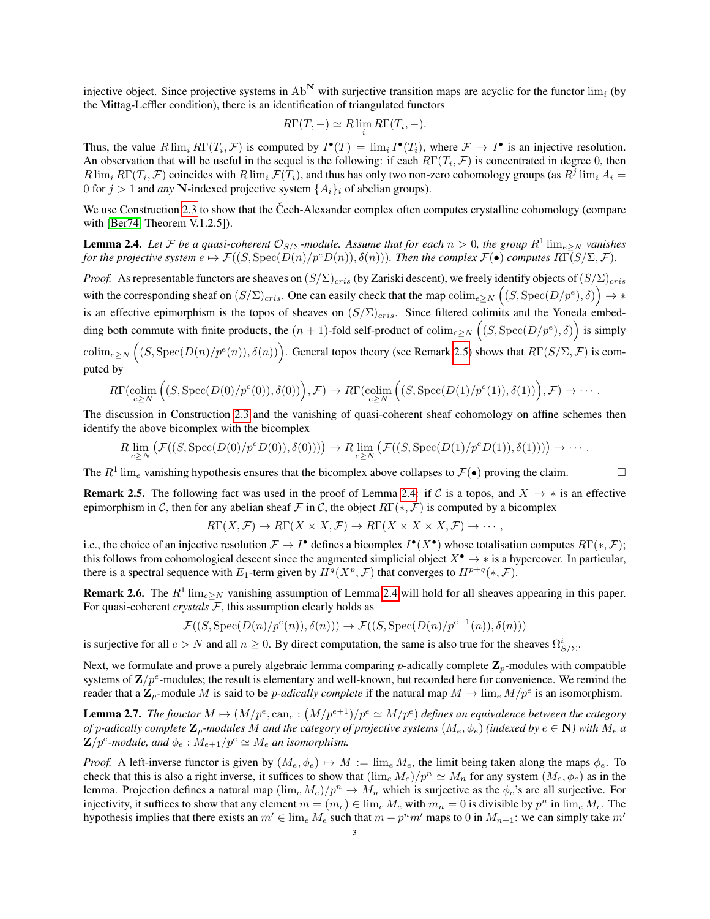injective object. Since projective systems in $\mathrm{Ab}^{\mathbf{N}}$ with surjective transition maps are acyclic for the functor $\lim_i$ (by the Mittag-Leffler condition), there is an identification of triangulated functors

$$R\Gamma(T, -) \simeq R\lim_i R\Gamma(T_i, -).$$

Thus, the value $R\lim_i R\Gamma(T_i, \mathcal{F})$ is computed by $I^\bullet(T) = \lim_i I^\bullet(T_i)$, where $\mathcal{F} \to I^\bullet$ is an injective resolution. An observation that will be useful in the sequel is the following: if each $R\Gamma(T_i, \mathcal{F})$ is concentrated in degree 0, then $R\lim_i R\Gamma(T_i, \mathcal{F})$ coincides with $R\lim_i \mathcal{F}(T_i)$, and thus has only two non-zero cohomology groups (as $R^j \lim_i A_i = 0$ for $j > 1$ and *any* $\mathbf{N}$-indexed projective system $\{A_i\}_i$ of abelian groups).

We use Construction 2.3 to show that the Čech-Alexander complex often computes crystalline cohomology (compare with [Ber74, Theorem V.1.2.5]).

**Lemma 2.4.** *Let $\mathcal{F}$ be a quasi-coherent $\mathcal{O}_{S/\Sigma}$-module. Assume that for each $n > 0$, the group $R^1 \lim_{e \geq N}$ vanishes for the projective system $e \mapsto \mathcal{F}((S, \mathrm{Spec}(D(n)/p^e D(n)), \delta(n)))$. Then the complex $\mathcal{F}(\bullet)$ computes $R\Gamma(S/\Sigma, \mathcal{F})$.*

*Proof.* As representable functors are sheaves on $(S/\Sigma)_{cris}$ (by Zariski descent), we freely identify objects of $(S/\Sigma)_{cris}$ with the corresponding sheaf on $(S/\Sigma)_{cris}$. One can easily check that the map $\mathrm{colim}_{e \geq N} \Big((S, \mathrm{Spec}(D/p^e), \delta)\Big) \to *$ is an effective epimorphism is the topos of sheaves on $(S/\Sigma)_{cris}$. Since filtered colimits and the Yoneda embedding both commute with finite products, the $(n+1)$-fold self-product of $\mathrm{colim}_{e \geq N} \Big((S, \mathrm{Spec}(D/p^e), \delta)\Big)$ is simply $\mathrm{colim}_{e \geq N} \Big((S, \mathrm{Spec}(D(n)/p^e(n)), \delta(n))\Big)$. General topos theory (see Remark 2.5) shows that $R\Gamma(S/\Sigma, \mathcal{F})$ is computed by

$$R\Gamma(\operatorname*{colim}_{e \geq N} \Big((S, \mathrm{Spec}(D(0)/p^e(0)), \delta(0))\Big), \mathcal{F}) \to R\Gamma(\operatorname*{colim}_{e \geq N} \Big((S, \mathrm{Spec}(D(1)/p^e(1)), \delta(1))\Big), \mathcal{F}) \to \cdots.$$

The discussion in Construction 2.3 and the vanishing of quasi-coherent sheaf cohomology on affine schemes then identify the above bicomplex with the bicomplex

$$R\lim_{e \geq N} \big(\mathcal{F}((S, \mathrm{Spec}(D(0)/p^e D(0)), \delta(0)))\big) \to R\lim_{e \geq N} \big(\mathcal{F}((S, \mathrm{Spec}(D(1)/p^e D(1)), \delta(1)))\big) \to \cdots.$$

The $R^1 \lim_e$ vanishing hypothesis ensures that the bicomplex above collapses to $\mathcal{F}(\bullet)$ proving the claim. $\square$

**Remark 2.5.** The following fact was used in the proof of Lemma 2.4: if $\mathcal{C}$ is a topos, and $X \to *$ is an effective epimorphism in $\mathcal{C}$, then for any abelian sheaf $\mathcal{F}$ in $\mathcal{C}$, the object $R\Gamma(*, \mathcal{F})$ is computed by a bicomplex

$$R\Gamma(X, \mathcal{F}) \to R\Gamma(X \times X, \mathcal{F}) \to R\Gamma(X \times X \times X, \mathcal{F}) \to \cdots,$$

i.e., the choice of an injective resolution $\mathcal{F} \to I^\bullet$ defines a bicomplex $I^\bullet(X^\bullet)$ whose totalisation computes $R\Gamma(*, \mathcal{F})$; this follows from cohomological descent since the augmented simplicial object $X^\bullet \to *$ is a hypercover. In particular, there is a spectral sequence with $E_1$-term given by $H^q(X^p, \mathcal{F})$ that converges to $H^{p+q}(*, \mathcal{F})$.

**Remark 2.6.** The $R^1 \lim_{e \geq N}$ vanishing assumption of Lemma 2.4 will hold for all sheaves appearing in this paper. For quasi-coherent *crystals* $\mathcal{F}$, this assumption clearly holds as

$$\mathcal{F}((S, \mathrm{Spec}(D(n)/p^e(n)), \delta(n))) \to \mathcal{F}((S, \mathrm{Spec}(D(n)/p^{e-1}(n)), \delta(n)))$$

is surjective for all $e > N$ and all $n \geq 0$. By direct computation, the same is also true for the sheaves $\Omega^i_{S/\Sigma}$.

Next, we formulate and prove a purely algebraic lemma comparing $p$-adically complete $\mathbf{Z}_p$-modules with compatible systems of $\mathbf{Z}/p^e$-modules; the result is elementary and well-known, but recorded here for convenience. We remind the reader that a $\mathbf{Z}_p$-module $M$ is said to be *p-adically complete* if the natural map $M \to \lim_e M/p^e$ is an isomorphism.

**Lemma 2.7.** *The functor $M \mapsto (M/p^e, \mathrm{can}_e : (M/p^{e+1})/p^e \simeq M/p^e)$ defines an equivalence between the category of $p$-adically complete $\mathbf{Z}_p$-modules $M$ and the category of projective systems $(M_e, \phi_e)$ (indexed by $e \in \mathbf{N}$) with $M_e$ a $\mathbf{Z}/p^e$-module, and $\phi_e : M_{e+1}/p^e \simeq M_e$ an isomorphism.*

*Proof.* A left-inverse functor is given by $(M_e, \phi_e) \mapsto M := \lim_e M_e$, the limit being taken along the maps $\phi_e$. To check that this is also a right inverse, it suffices to show that $(\lim_e M_e)/p^n \simeq M_n$ for any system $(M_e, \phi_e)$ as in the lemma. Projection defines a natural map $(\lim_e M_e)/p^n \to M_n$ which is surjective as the $\phi_e$'s are all surjective. For injectivity, it suffices to show that any element $m = (m_e) \in \lim_e M_e$ with $m_n = 0$ is divisible by $p^n$ in $\lim_e M_e$. The hypothesis implies that there exists an $m' \in \lim_e M_e$ such that $m - p^n m'$ maps to 0 in $M_{n+1}$: we can simply take $m'$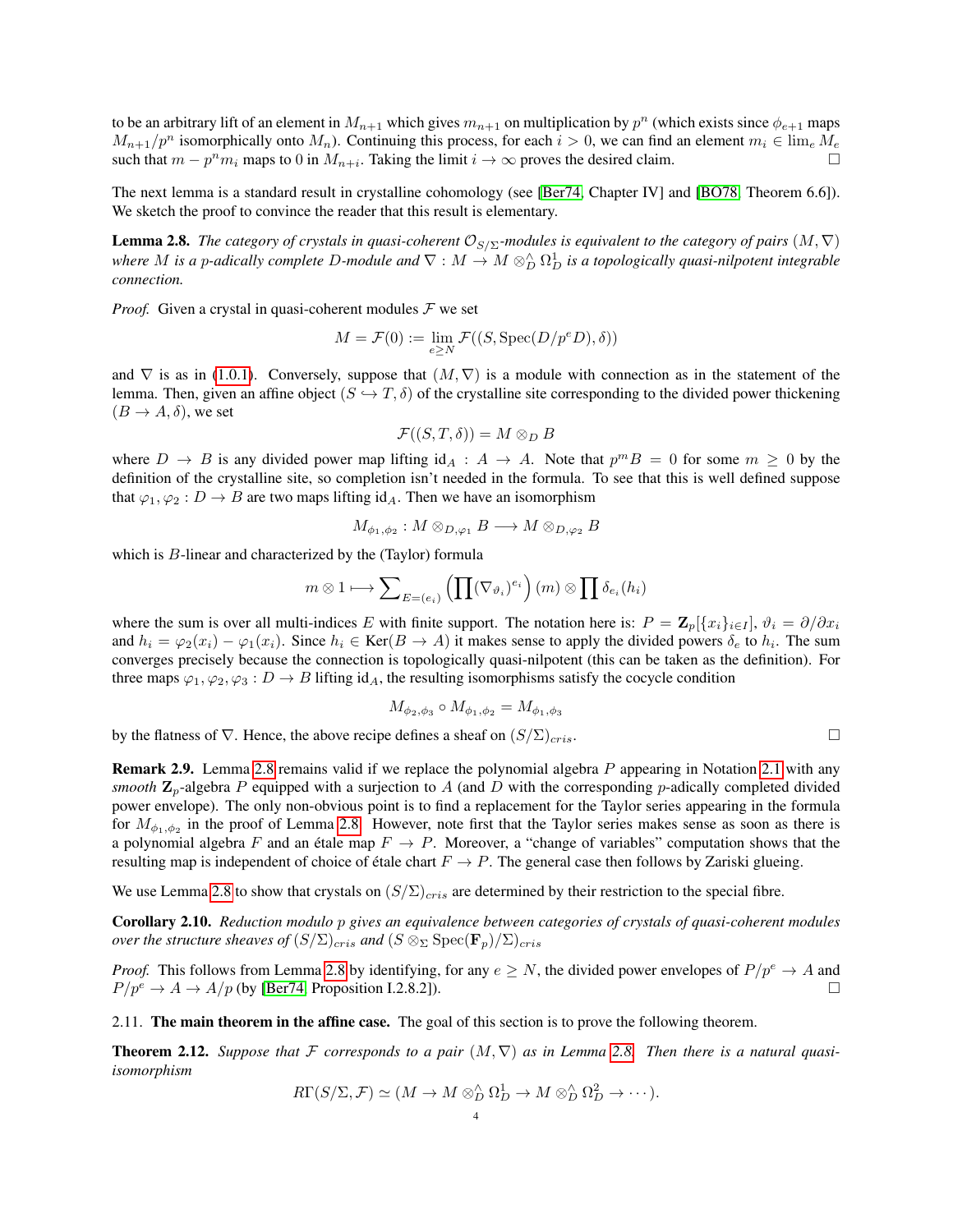to be an arbitrary lift of an element in $M_{n+1}$ which gives $m_{n+1}$ on multiplication by $p^n$ (which exists since $\phi_{e+1}$ maps $M_{n+1}/p^n$ isomorphically onto $M_n$). Continuing this process, for each $i > 0$, we can find an element $m_i \in \lim_e M_e$ such that $m - p^n m_i$ maps to 0 in $M_{n+i}$. Taking the limit $i \to \infty$ proves the desired claim. □

The next lemma is a standard result in crystalline cohomology (see [Ber74, Chapter IV] and [BO78, Theorem 6.6]). We sketch the proof to convince the reader that this result is elementary.

**Lemma 2.8.** *The category of crystals in quasi-coherent $\mathcal{O}_{S/\Sigma}$-modules is equivalent to the category of pairs $(M, \nabla)$ where $M$ is a $p$-adically complete $D$-module and $\nabla : M \to M \otimes^{\wedge}_D \Omega^1_D$ is a topologically quasi-nilpotent integrable connection.*

*Proof.* Given a crystal in quasi-coherent modules $\mathcal{F}$ we set

$$M = \mathcal{F}(0) := \lim_{e \geq N} \mathcal{F}((S, \operatorname{Spec}(D/p^e D), \delta))$$

and $\nabla$ is as in (1.0.1). Conversely, suppose that $(M, \nabla)$ is a module with connection as in the statement of the lemma. Then, given an affine object $(S \hookrightarrow T, \delta)$ of the crystalline site corresponding to the divided power thickening $(B \to A, \delta)$, we set

$$\mathcal{F}((S, T, \delta)) = M \otimes_D B$$

where $D \to B$ is any divided power map lifting $\mathrm{id}_A : A \to A$. Note that $p^m B = 0$ for some $m \geq 0$ by the definition of the crystalline site, so completion isn't needed in the formula. To see that this is well defined suppose that $\varphi_1, \varphi_2 : D \to B$ are two maps lifting $\mathrm{id}_A$. Then we have an isomorphism

$$M_{\phi_1, \phi_2} : M \otimes_{D, \varphi_1} B \longrightarrow M \otimes_{D, \varphi_2} B$$

which is $B$-linear and characterized by the (Taylor) formula

$$m \otimes 1 \longmapsto \sum\nolimits_{E=(e_i)} \left( \prod (\nabla_{\vartheta_i})^{e_i} \right)(m) \otimes \prod \delta_{e_i}(h_i)$$

where the sum is over all multi-indices $E$ with finite support. The notation here is: $P = \mathbf{Z}_p[\{x_i\}_{i \in I}]$, $\vartheta_i = \partial/\partial x_i$ and $h_i = \varphi_2(x_i) - \varphi_1(x_i)$. Since $h_i \in \operatorname{Ker}(B \to A)$ it makes sense to apply the divided powers $\delta_e$ to $h_i$. The sum converges precisely because the connection is topologically quasi-nilpotent (this can be taken as the definition). For three maps $\varphi_1, \varphi_2, \varphi_3 : D \to B$ lifting $\mathrm{id}_A$, the resulting isomorphisms satisfy the cocycle condition

$$M_{\phi_2, \phi_3} \circ M_{\phi_1, \phi_2} = M_{\phi_1, \phi_3}$$

by the flatness of $\nabla$. Hence, the above recipe defines a sheaf on $(S/\Sigma)_{cris}$. □

**Remark 2.9.** Lemma 2.8 remains valid if we replace the polynomial algebra $P$ appearing in Notation 2.1 with any *smooth* $\mathbf{Z}_p$-algebra $P$ equipped with a surjection to $A$ (and $D$ with the corresponding $p$-adically completed divided power envelope). The only non-obvious point is to find a replacement for the Taylor series appearing in the formula for $M_{\phi_1, \phi_2}$ in the proof of Lemma 2.8. However, note first that the Taylor series makes sense as soon as there is a polynomial algebra $F$ and an étale map $F \to P$. Moreover, a "change of variables" computation shows that the resulting map is independent of choice of étale chart $F \to P$. The general case then follows by Zariski glueing.

We use Lemma 2.8 to show that crystals on $(S/\Sigma)_{cris}$ are determined by their restriction to the special fibre.

**Corollary 2.10.** *Reduction modulo $p$ gives an equivalence between categories of crystals of quasi-coherent modules over the structure sheaves of $(S/\Sigma)_{cris}$ and $(S \otimes_\Sigma \operatorname{Spec}(\mathbf{F}_p)/\Sigma)_{cris}$*

*Proof.* This follows from Lemma 2.8 by identifying, for any $e \geq N$, the divided power envelopes of $P/p^e \to A$ and $P/p^e \to A \to A/p$ (by [Ber74, Proposition I.2.8.2]). □

### 2.11. The main theorem in the affine case.

The goal of this section is to prove the following theorem.

**Theorem 2.12.** *Suppose that $\mathcal{F}$ corresponds to a pair $(M, \nabla)$ as in Lemma 2.8. Then there is a natural quasi-isomorphism*

$$R\Gamma(S/\Sigma, \mathcal{F}) \simeq (M \to M \otimes^{\wedge}_D \Omega^1_D \to M \otimes^{\wedge}_D \Omega^2_D \to \cdots).$$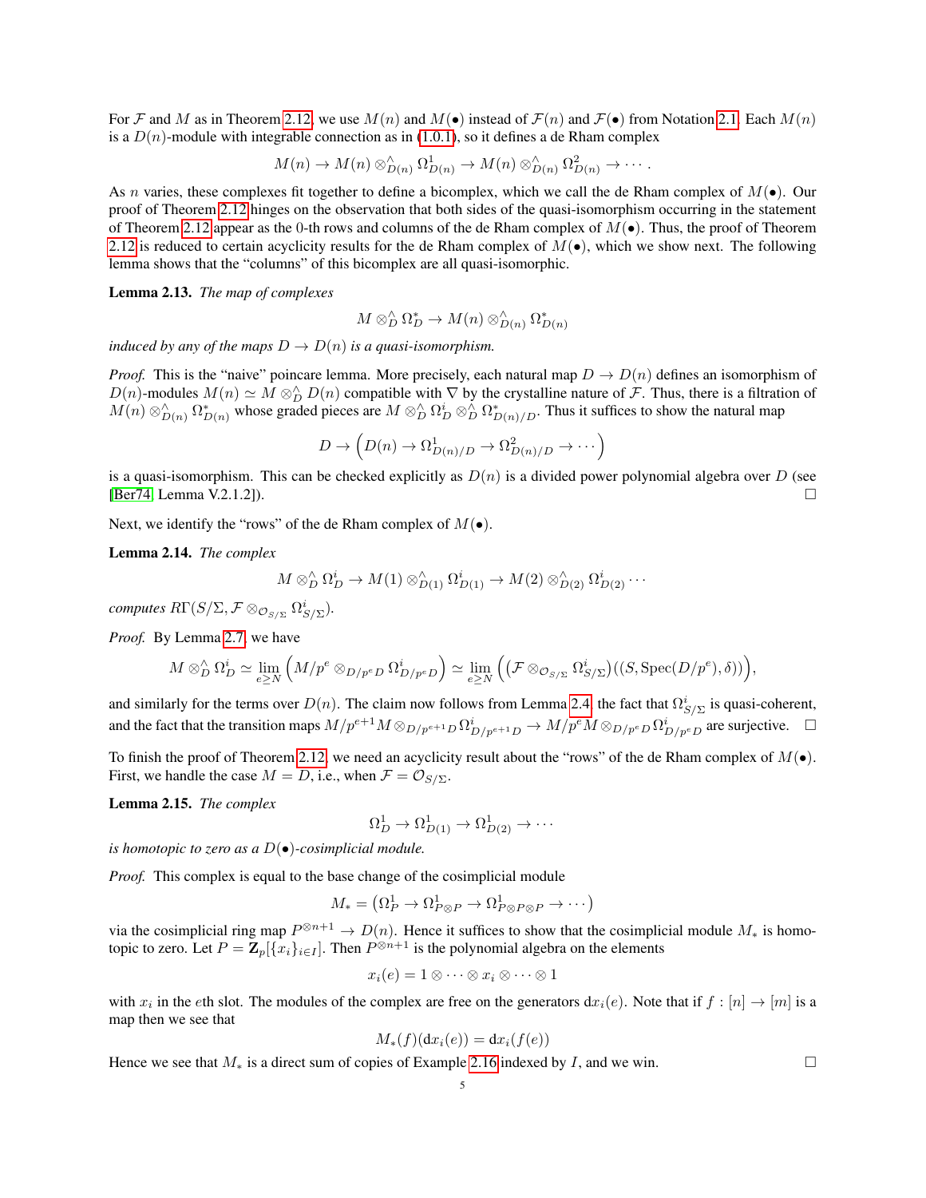For $\mathcal{F}$ and $M$ as in Theorem 2.12, we use $M(n)$ and $M(\bullet)$ instead of $\mathcal{F}(n)$ and $\mathcal{F}(\bullet)$ from Notation 2.1. Each $M(n)$ is a $D(n)$-module with integrable connection as in (1.0.1), so it defines a de Rham complex

$$M(n) \to M(n) \otimes^{\wedge}_{D(n)} \Omega^1_{D(n)} \to M(n) \otimes^{\wedge}_{D(n)} \Omega^2_{D(n)} \to \cdots .$$

As $n$ varies, these complexes fit together to define a bicomplex, which we call the de Rham complex of $M(\bullet)$. Our proof of Theorem 2.12 hinges on the observation that both sides of the quasi-isomorphism occurring in the statement of Theorem 2.12 appear as the 0-th rows and columns of the de Rham complex of $M(\bullet)$. Thus, the proof of Theorem 2.12 is reduced to certain acyclicity results for the de Rham complex of $M(\bullet)$, which we show next. The following lemma shows that the "columns" of this bicomplex are all quasi-isomorphic.

**Lemma 2.13.** *The map of complexes*

$$M \otimes^{\wedge}_D \Omega^*_D \to M(n) \otimes^{\wedge}_{D(n)} \Omega^*_{D(n)}$$

*induced by any of the maps $D \to D(n)$ is a quasi-isomorphism.*

*Proof.* This is the "naive" poincare lemma. More precisely, each natural map $D \to D(n)$ defines an isomorphism of $D(n)$-modules $M(n) \simeq M \otimes^{\wedge}_D D(n)$ compatible with $\nabla$ by the crystalline nature of $\mathcal{F}$. Thus, there is a filtration of $M(n) \otimes^{\wedge}_{D(n)} \Omega^*_{D(n)}$ whose graded pieces are $M \otimes^{\wedge}_D \Omega^i_D \otimes^{\wedge}_D \Omega^*_{D(n)/D}$. Thus it suffices to show the natural map

$$D \to \left(D(n) \to \Omega^1_{D(n)/D} \to \Omega^2_{D(n)/D} \to \cdots\right)$$

is a quasi-isomorphism. This can be checked explicitly as $D(n)$ is a divided power polynomial algebra over $D$ (see [Ber74, Lemma V.2.1.2]). $\square$

Next, we identify the "rows" of the de Rham complex of $M(\bullet)$.

**Lemma 2.14.** *The complex*

$$M \otimes^{\wedge}_D \Omega^i_D \to M(1) \otimes^{\wedge}_{D(1)} \Omega^i_{D(1)} \to M(2) \otimes^{\wedge}_{D(2)} \Omega^i_{D(2)} \cdots$$

*computes $R\Gamma(S/\Sigma, \mathcal{F} \otimes_{\mathcal{O}_{S/\Sigma}} \Omega^i_{S/\Sigma})$.*

*Proof.* By Lemma 2.7, we have

$$M \otimes^{\wedge}_D \Omega^i_D \simeq \lim_{e \geq N} \left(M/p^e \otimes_{D/p^e D} \Omega^i_{D/p^e D}\right) \simeq \lim_{e \geq N} \left(\left(\mathcal{F} \otimes_{\mathcal{O}_{S/\Sigma}} \Omega^i_{S/\Sigma}\right)((S, \mathrm{Spec}(D/p^e), \delta))\right),$$

and similarly for the terms over $D(n)$. The claim now follows from Lemma 2.4, the fact that $\Omega^i_{S/\Sigma}$ is quasi-coherent, and the fact that the transition maps $M/p^{e+1}M \otimes_{D/p^{e+1}D} \Omega^i_{D/p^{e+1}D} \to M/p^e M \otimes_{D/p^e D} \Omega^i_{D/p^e D}$ are surjective. $\square$

To finish the proof of Theorem 2.12, we need an acyclicity result about the "rows" of the de Rham complex of $M(\bullet)$. First, we handle the case $M = D$, i.e., when $\mathcal{F} = \mathcal{O}_{S/\Sigma}$.

**Lemma 2.15.** *The complex*

$$\Omega^1_D \to \Omega^1_{D(1)} \to \Omega^1_{D(2)} \to \cdots$$

*is homotopic to zero as a $D(\bullet)$-cosimplicial module.*

*Proof.* This complex is equal to the base change of the cosimplicial module

$$M_* = \left(\Omega^1_P \to \Omega^1_{P \otimes P} \to \Omega^1_{P \otimes P \otimes P} \to \cdots\right)$$

via the cosimplicial ring map $P^{\otimes n+1} \to D(n)$. Hence it suffices to show that the cosimplicial module $M_*$ is homotopic to zero. Let $P = \mathbf{Z}_p[\{x_i\}_{i \in I}]$. Then $P^{\otimes n+1}$ is the polynomial algebra on the elements

$$x_i(e) = 1 \otimes \cdots \otimes x_i \otimes \cdots \otimes 1$$

with $x_i$ in the $e$th slot. The modules of the complex are free on the generators $\mathrm{d}x_i(e)$. Note that if $f : [n] \to [m]$ is a map then we see that

$$M_*(f)(\mathrm{d}x_i(e)) = \mathrm{d}x_i(f(e))$$

Hence we see that $M_*$ is a direct sum of copies of Example 2.16 indexed by $I$, and we win. $\square$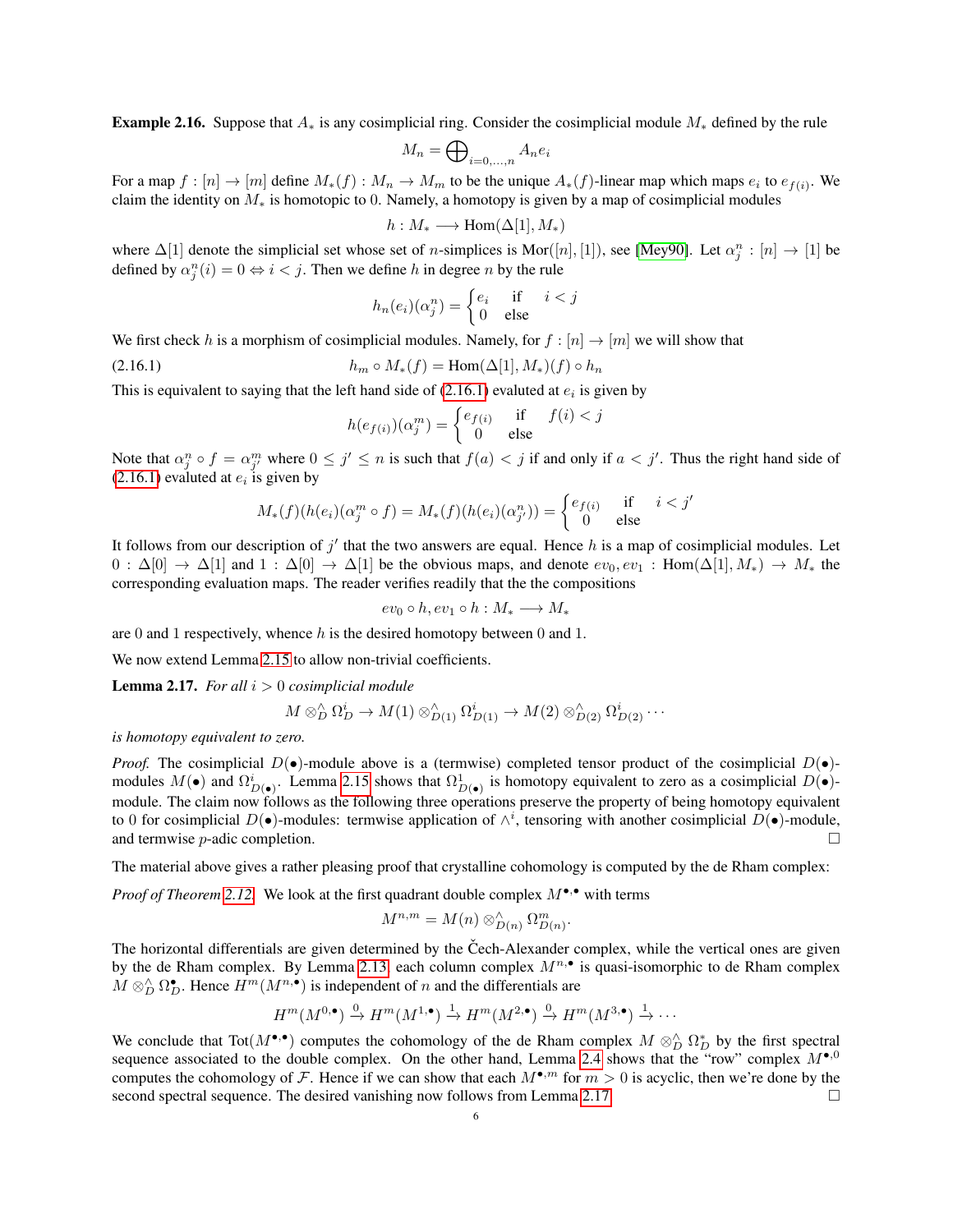**Example 2.16.** Suppose that $A_*$ is any cosimplicial ring. Consider the cosimplicial module $M_*$ defined by the rule

$$M_n = \bigoplus_{i=0,\dots,n} A_n e_i$$

For a map $f : [n] \to [m]$ define $M_*(f) : M_n \to M_m$ to be the unique $A_*(f)$-linear map which maps $e_i$ to $e_{f(i)}$. We claim the identity on $M_*$ is homotopic to 0. Namely, a homotopy is given by a map of cosimplicial modules

$$h : M_* \longrightarrow \mathrm{Hom}(\Delta[1], M_*)$$

where $\Delta[1]$ denote the simplicial set whose set of $n$-simplices is $\mathrm{Mor}([n],[1])$, see [Mey90]. Let $\alpha^n_j : [n] \to [1]$ be defined by $\alpha^n_j(i) = 0 \Leftrightarrow i < j$. Then we define $h$ in degree $n$ by the rule

$$h_n(e_i)(\alpha^n_j) = \begin{cases} e_i & \text{if} \quad i < j \\ 0 & \text{else} \end{cases}$$

We first check $h$ is a morphism of cosimplicial modules. Namely, for $f : [n] \to [m]$ we will show that

$$h_m \circ M_*(f) = \mathrm{Hom}(\Delta[1], M_*)(f) \circ h_n \tag{2.16.1}$$

This is equivalent to saying that the left hand side of (2.16.1) evaluted at $e_i$ is given by

$$h(e_{f(i)})(\alpha^m_j) = \begin{cases} e_{f(i)} & \text{if} \quad f(i) < j \\ 0 & \text{else} \end{cases}$$

Note that $\alpha^n_j \circ f = \alpha^m_{j'}$ where $0 \le j' \le n$ is such that $f(a) < j$ if and only if $a < j'$. Thus the right hand side of (2.16.1) evaluted at $e_i$ is given by

$$M_*(f)(h(e_i)(\alpha^m_j \circ f) = M_*(f)(h(e_i)(\alpha^n_{j'})) = \begin{cases} e_{f(i)} & \text{if} \quad i < j' \\ 0 & \text{else} \end{cases}$$

It follows from our description of $j'$ that the two answers are equal. Hence $h$ is a map of cosimplicial modules. Let $0 : \Delta[0] \to \Delta[1]$ and $1 : \Delta[0] \to \Delta[1]$ be the obvious maps, and denote $ev_0, ev_1 : \mathrm{Hom}(\Delta[1], M_*) \to M_*$ the corresponding evaluation maps. The reader verifies readily that the the compositions

$$ev_0 \circ h, ev_1 \circ h : M_* \longrightarrow M_*$$

are 0 and 1 respectively, whence $h$ is the desired homotopy between 0 and 1.

We now extend Lemma 2.15 to allow non-trivial coefficients.

**Lemma 2.17.** *For all $i > 0$ cosimplicial module*

$$M \otimes^\wedge_D \Omega^i_D \to M(1) \otimes^\wedge_{D(1)} \Omega^i_{D(1)} \to M(2) \otimes^\wedge_{D(2)} \Omega^i_{D(2)} \cdots$$

*is homotopy equivalent to zero.*

*Proof.* The cosimplicial $D(\bullet)$-module above is a (termwise) completed tensor product of the cosimplicial $D(\bullet)$-modules $M(\bullet)$ and $\Omega^i_{D(\bullet)}$. Lemma 2.15 shows that $\Omega^1_{D(\bullet)}$ is homotopy equivalent to zero as a cosimplicial $D(\bullet)$-module. The claim now follows as the following three operations preserve the property of being homotopy equivalent to 0 for cosimplicial $D(\bullet)$-modules: termwise application of $\wedge^i$, tensoring with another cosimplicial $D(\bullet)$-module, and termwise $p$-adic completion. □

The material above gives a rather pleasing proof that crystalline cohomology is computed by the de Rham complex:

*Proof of Theorem 2.12.* We look at the first quadrant double complex $M^{\bullet,\bullet}$ with terms

$$M^{n,m} = M(n) \otimes^\wedge_{D(n)} \Omega^m_{D(n)}.$$

The horizontal differentials are given determined by the Čech-Alexander complex, while the vertical ones are given by the de Rham complex. By Lemma 2.13 each column complex $M^{n,\bullet}$ is quasi-isomorphic to de Rham complex $M \otimes^\wedge_D \Omega^\bullet_D$. Hence $H^m(M^{n,\bullet})$ is independent of $n$ and the differentials are

$$H^m(M^{0,\bullet}) \xrightarrow{0} H^m(M^{1,\bullet}) \xrightarrow{1} H^m(M^{2,\bullet}) \xrightarrow{0} H^m(M^{3,\bullet}) \xrightarrow{1} \cdots$$

We conclude that $\mathrm{Tot}(M^{\bullet,\bullet})$ computes the cohomology of the de Rham complex $M \otimes^\wedge_D \Omega^*_D$ by the first spectral sequence associated to the double complex. On the other hand, Lemma 2.4 shows that the "row" complex $M^{\bullet,0}$ computes the cohomology of $\mathcal{F}$. Hence if we can show that each $M^{\bullet,m}$ for $m > 0$ is acyclic, then we're done by the second spectral sequence. The desired vanishing now follows from Lemma 2.17. □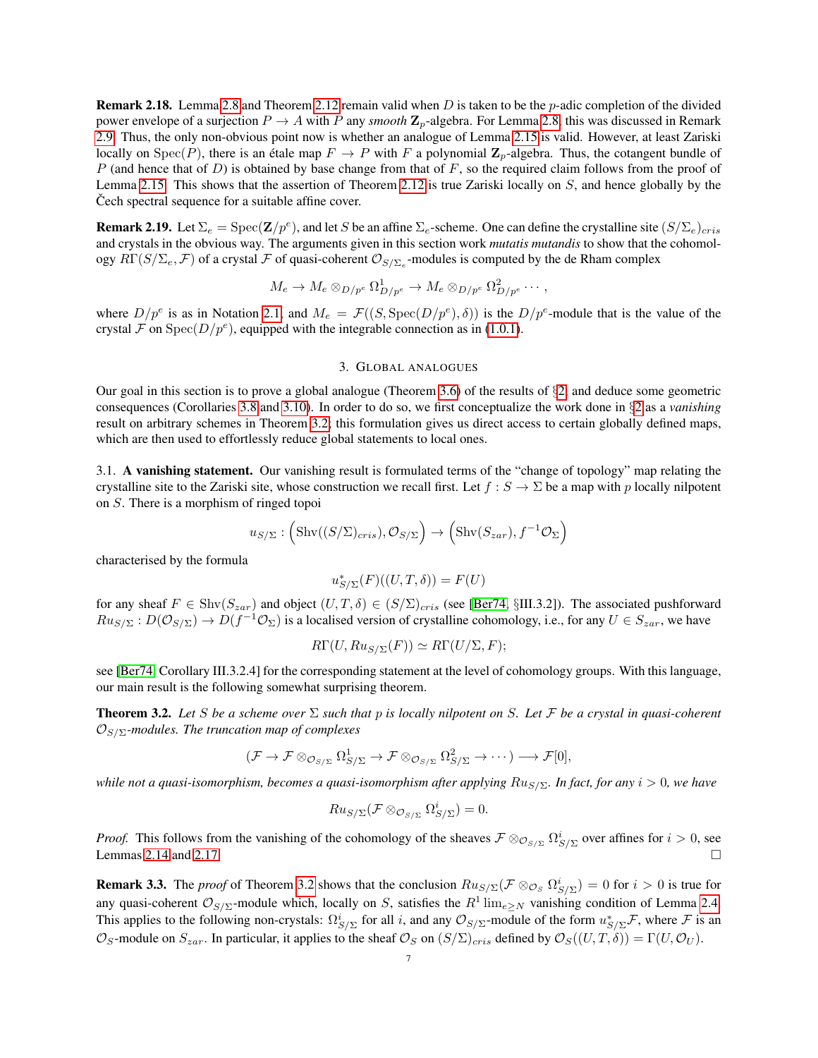**Remark 2.18.** Lemma 2.8 and Theorem 2.12 remain valid when $D$ is taken to be the $p$-adic completion of the divided power envelope of a surjection $P \to A$ with $P$ any *smooth* $\mathbf{Z}_p$-algebra. For Lemma 2.8, this was discussed in Remark 2.9. Thus, the only non-obvious point now is whether an analogue of Lemma 2.15 is valid. However, at least Zariski locally on $\mathrm{Spec}(P)$, there is an étale map $F \to P$ with $F$ a polynomial $\mathbf{Z}_p$-algebra. Thus, the cotangent bundle of $P$ (and hence that of $D$) is obtained by base change from that of $F$, so the required claim follows from the proof of Lemma 2.15. This shows that the assertion of Theorem 2.12 is true Zariski locally on $S$, and hence globally by the Čech spectral sequence for a suitable affine cover.

**Remark 2.19.** Let $\Sigma_e = \mathrm{Spec}(\mathbf{Z}/p^e)$, and let $S$ be an affine $\Sigma_e$-scheme. One can define the crystalline site $(S/\Sigma_e)_{cris}$ and crystals in the obvious way. The arguments given in this section work *mutatis mutandis* to show that the cohomology $R\Gamma(S/\Sigma_e, \mathcal{F})$ of a crystal $\mathcal{F}$ of quasi-coherent $\mathcal{O}_{S/\Sigma_e}$-modules is computed by the de Rham complex

$$M_e \to M_e \otimes_{D/p^e} \Omega^1_{D/p^e} \to M_e \otimes_{D/p^e} \Omega^2_{D/p^e} \cdots,$$

where $D/p^e$ is as in Notation 2.1, and $M_e = \mathcal{F}((S, \mathrm{Spec}(D/p^e), \delta))$ is the $D/p^e$-module that is the value of the crystal $\mathcal{F}$ on $\mathrm{Spec}(D/p^e)$, equipped with the integrable connection as in (1.0.1).

## 3. Global analogues

Our goal in this section is to prove a global analogue (Theorem 3.6) of the results of §2, and deduce some geometric consequences (Corollaries 3.8 and 3.10). In order to do so, we first conceptualize the work done in §2 as a *vanishing* result on arbitrary schemes in Theorem 3.2; this formulation gives us direct access to certain globally defined maps, which are then used to effortlessly reduce global statements to local ones.

### 3.1. A vanishing statement.

Our vanishing result is formulated terms of the "change of topology" map relating the crystalline site to the Zariski site, whose construction we recall first. Let $f : S \to \Sigma$ be a map with $p$ locally nilpotent on $S$. There is a morphism of ringed topoi

$$u_{S/\Sigma} : \left(\mathrm{Shv}((S/\Sigma)_{cris}), \mathcal{O}_{S/\Sigma}\right) \to \left(\mathrm{Shv}(S_{zar}), f^{-1}\mathcal{O}_\Sigma\right)$$

characterised by the formula

$$u^*_{S/\Sigma}(F)((U, T, \delta)) = F(U)$$

for any sheaf $F \in \mathrm{Shv}(S_{zar})$ and object $(U, T, \delta) \in (S/\Sigma)_{cris}$ (see [Ber74, §III.3.2]). The associated pushforward $Ru_{S/\Sigma} : D(\mathcal{O}_{S/\Sigma}) \to D(f^{-1}\mathcal{O}_\Sigma)$ is a localised version of crystalline cohomology, i.e., for any $U \in S_{zar}$, we have

$$R\Gamma(U, Ru_{S/\Sigma}(F)) \simeq R\Gamma(U/\Sigma, F);$$

see [Ber74, Corollary III.3.2.4] for the corresponding statement at the level of cohomology groups. With this language, our main result is the following somewhat surprising theorem.

**Theorem 3.2.** *Let $S$ be a scheme over $\Sigma$ such that $p$ is locally nilpotent on $S$. Let $\mathcal{F}$ be a crystal in quasi-coherent $\mathcal{O}_{S/\Sigma}$-modules. The truncation map of complexes*

$$(\mathcal{F} \to \mathcal{F} \otimes_{\mathcal{O}_{S/\Sigma}} \Omega^1_{S/\Sigma} \to \mathcal{F} \otimes_{\mathcal{O}_{S/\Sigma}} \Omega^2_{S/\Sigma} \to \cdots) \longrightarrow \mathcal{F}[0],$$

*while not a quasi-isomorphism, becomes a quasi-isomorphism after applying $Ru_{S/\Sigma}$. In fact, for any $i > 0$, we have*

$$Ru_{S/\Sigma}(\mathcal{F} \otimes_{\mathcal{O}_{S/\Sigma}} \Omega^i_{S/\Sigma}) = 0.$$

*Proof.* This follows from the vanishing of the cohomology of the sheaves $\mathcal{F} \otimes_{\mathcal{O}_{S/\Sigma}} \Omega^i_{S/\Sigma}$ over affines for $i > 0$, see Lemmas 2.14 and 2.17. □

**Remark 3.3.** The *proof* of Theorem 3.2 shows that the conclusion $Ru_{S/\Sigma}(\mathcal{F} \otimes_{\mathcal{O}_S} \Omega^i_{S/\Sigma}) = 0$ for $i > 0$ is true for any quasi-coherent $\mathcal{O}_{S/\Sigma}$-module which, locally on $S$, satisfies the $R^1 \lim_{e \geq N}$ vanishing condition of Lemma 2.4. This applies to the following non-crystals: $\Omega^i_{S/\Sigma}$ for all $i$, and any $\mathcal{O}_{S/\Sigma}$-module of the form $u^*_{S/\Sigma}\mathcal{F}$, where $\mathcal{F}$ is an $\mathcal{O}_S$-module on $S_{zar}$. In particular, it applies to the sheaf $\mathcal{O}_S$ on $(S/\Sigma)_{cris}$ defined by $\mathcal{O}_S((U, T, \delta)) = \Gamma(U, \mathcal{O}_U)$.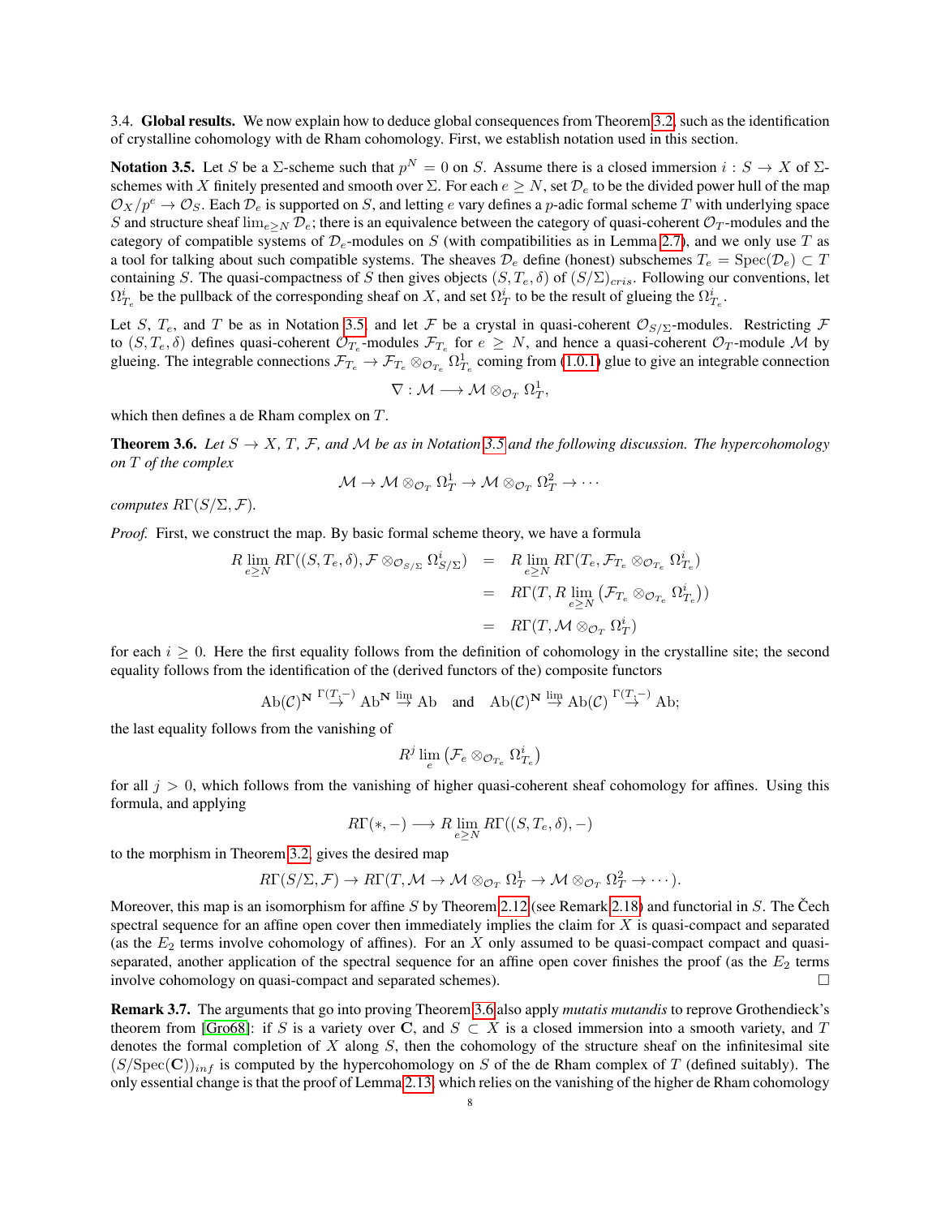3.4. **Global results.** We now explain how to deduce global consequences from Theorem 3.2, such as the identification of crystalline cohomology with de Rham cohomology. First, we establish notation used in this section.

**Notation 3.5.** Let $S$ be a $\Sigma$-scheme such that $p^N = 0$ on $S$. Assume there is a closed immersion $i : S \to X$ of $\Sigma$-schemes with $X$ finitely presented and smooth over $\Sigma$. For each $e \geq N$, set $\mathcal{D}_e$ to be the divided power hull of the map $\mathcal{O}_X/p^e \to \mathcal{O}_S$. Each $\mathcal{D}_e$ is supported on $S$, and letting $e$ vary defines a $p$-adic formal scheme $T$ with underlying space $S$ and structure sheaf $\lim_{e \geq N} \mathcal{D}_e$; there is an equivalence between the category of quasi-coherent $\mathcal{O}_T$-modules and the category of compatible systems of $\mathcal{D}_e$-modules on $S$ (with compatibilities as in Lemma 2.7), and we only use $T$ as a tool for talking about such compatible systems. The sheaves $\mathcal{D}_e$ define (honest) subschemes $T_e = \mathrm{Spec}(\mathcal{D}_e) \subset T$ containing $S$. The quasi-compactness of $S$ then gives objects $(S, T_e, \delta)$ of $(S/\Sigma)_{cris}$. Following our conventions, let $\Omega^i_{T_e}$ be the pullback of the corresponding sheaf on $X$, and set $\Omega^i_T$ to be the result of glueing the $\Omega^i_{T_e}$.

Let $S$, $T_e$, and $T$ be as in Notation 3.5, and let $\mathcal{F}$ be a crystal in quasi-coherent $\mathcal{O}_{S/\Sigma}$-modules. Restricting $\mathcal{F}$ to $(S, T_e, \delta)$ defines quasi-coherent $\mathcal{O}_{T_e}$-modules $\mathcal{F}_{T_e}$ for $e \geq N$, and hence a quasi-coherent $\mathcal{O}_T$-module $\mathcal{M}$ by glueing. The integrable connections $\mathcal{F}_{T_e} \to \mathcal{F}_{T_e} \otimes_{\mathcal{O}_{T_e}} \Omega^1_{T_e}$ coming from (1.0.1) glue to give an integrable connection

$$\nabla : \mathcal{M} \longrightarrow \mathcal{M} \otimes_{\mathcal{O}_T} \Omega^1_T,$$

which then defines a de Rham complex on $T$.

**Theorem 3.6.** *Let $S \to X$, $T$, $\mathcal{F}$, and $\mathcal{M}$ be as in Notation 3.5 and the following discussion. The hypercohomology on $T$ of the complex*

$$\mathcal{M} \to \mathcal{M} \otimes_{\mathcal{O}_T} \Omega^1_T \to \mathcal{M} \otimes_{\mathcal{O}_T} \Omega^2_T \to \cdots$$

*computes $R\Gamma(S/\Sigma, \mathcal{F})$.*

*Proof.* First, we construct the map. By basic formal scheme theory, we have a formula

$$\begin{aligned} R\lim_{e \geq N} R\Gamma((S, T_e, \delta), \mathcal{F} \otimes_{\mathcal{O}_{S/\Sigma}} \Omega^i_{S/\Sigma}) &= R\lim_{e \geq N} R\Gamma(T_e, \mathcal{F}_{T_e} \otimes_{\mathcal{O}_{T_e}} \Omega^i_{T_e}) \\ &= R\Gamma(T, R\lim_{e \geq N} (\mathcal{F}_{T_e} \otimes_{\mathcal{O}_{T_e}} \Omega^i_{T_e})) \\ &= R\Gamma(T, \mathcal{M} \otimes_{\mathcal{O}_T} \Omega^i_T) \end{aligned}$$

for each $i \geq 0$. Here the first equality follows from the definition of cohomology in the crystalline site; the second equality follows from the identification of the (derived functors of the) composite functors

$$\mathrm{Ab}(\mathcal{C})^{\mathbf{N}} \stackrel{\Gamma(T,-)}{\to} \mathrm{Ab}^{\mathbf{N}} \stackrel{\lim}{\to} \mathrm{Ab} \quad \text{and} \quad \mathrm{Ab}(\mathcal{C})^{\mathbf{N}} \stackrel{\lim}{\to} \mathrm{Ab}(\mathcal{C}) \stackrel{\Gamma(T,-)}{\to} \mathrm{Ab};$$

the last equality follows from the vanishing of

$$R^j \lim_e (\mathcal{F}_e \otimes_{\mathcal{O}_{T_e}} \Omega^i_{T_e})$$

for all $j > 0$, which follows from the vanishing of higher quasi-coherent sheaf cohomology for affines. Using this formula, and applying

$$R\Gamma(*, -) \longrightarrow R\lim_{e \geq N} R\Gamma((S, T_e, \delta), -)$$

to the morphism in Theorem 3.2, gives the desired map

$$R\Gamma(S/\Sigma, \mathcal{F}) \to R\Gamma(T, \mathcal{M} \to \mathcal{M} \otimes_{\mathcal{O}_T} \Omega^1_T \to \mathcal{M} \otimes_{\mathcal{O}_T} \Omega^2_T \to \cdots).$$

Moreover, this map is an isomorphism for affine $S$ by Theorem 2.12 (see Remark 2.18) and functorial in $S$. The Čech spectral sequence for an affine open cover then immediately implies the claim for $X$ is quasi-compact and separated (as the $E_2$ terms involve cohomology of affines). For an $X$ only assumed to be quasi-compact compact and quasi-separated, another application of the spectral sequence for an affine open cover finishes the proof (as the $E_2$ terms involve cohomology on quasi-compact and separated schemes). □

**Remark 3.7.** The arguments that go into proving Theorem 3.6 also apply *mutatis mutandis* to reprove Grothendieck's theorem from [Gro68]: if $S$ is a variety over $\mathbf{C}$, and $S \subset X$ is a closed immersion into a smooth variety, and $T$ denotes the formal completion of $X$ along $S$, then the cohomology of the structure sheaf on the infinitesimal site $(S/\mathrm{Spec}(\mathbf{C}))_{inf}$ is computed by the hypercohomology on $S$ of the de Rham complex of $T$ (defined suitably). The only essential change is that the proof of Lemma 2.13, which relies on the vanishing of the higher de Rham cohomology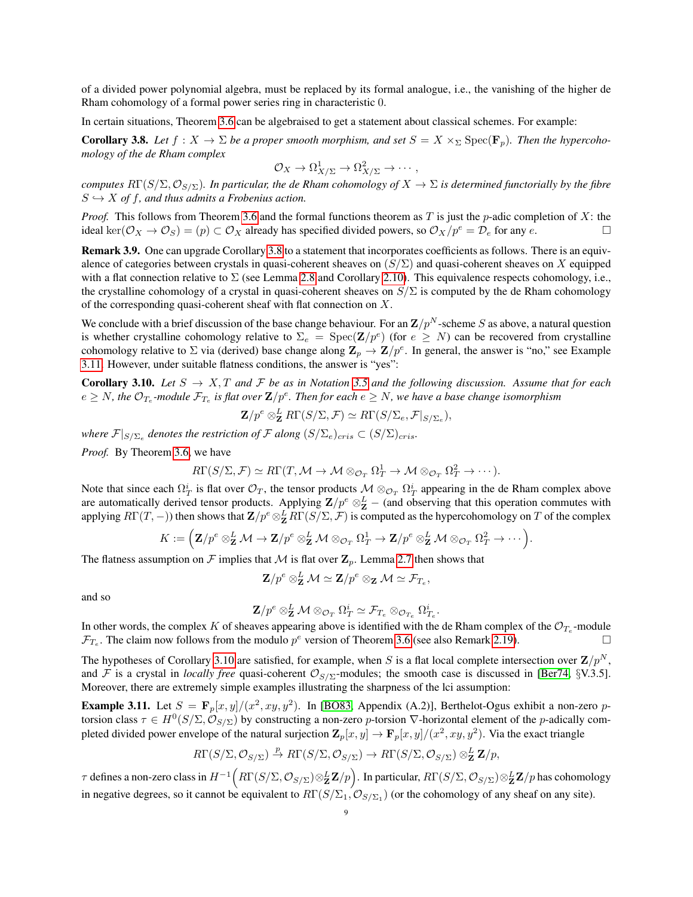of a divided power polynomial algebra, must be replaced by its formal analogue, i.e., the vanishing of the higher de Rham cohomology of a formal power series ring in characteristic 0.

In certain situations, Theorem 3.6 can be algebraised to get a statement about classical schemes. For example:

**Corollary 3.8.** *Let $f : X \to \Sigma$ be a proper smooth morphism, and set $S = X \times_\Sigma \mathrm{Spec}(\mathbf{F}_p)$. Then the hypercohomology of the de Rham complex*

$$\mathcal{O}_X \to \Omega^1_{X/\Sigma} \to \Omega^2_{X/\Sigma} \to \cdots ,$$

*computes $R\Gamma(S/\Sigma, \mathcal{O}_{S/\Sigma})$. In particular, the de Rham cohomology of $X \to \Sigma$ is determined functorially by the fibre $S \hookrightarrow X$ of $f$, and thus admits a Frobenius action.*

*Proof.* This follows from Theorem 3.6 and the formal functions theorem as $T$ is just the $p$-adic completion of $X$: the ideal $\ker(\mathcal{O}_X \to \mathcal{O}_S) = (p) \subset \mathcal{O}_X$ already has specified divided powers, so $\mathcal{O}_X/p^e = \mathcal{D}_e$ for any $e$. □

**Remark 3.9.** One can upgrade Corollary 3.8 to a statement that incorporates coefficients as follows. There is an equivalence of categories between crystals in quasi-coherent sheaves on $(S/\Sigma)$ and quasi-coherent sheaves on $X$ equipped with a flat connection relative to $\Sigma$ (see Lemma 2.8 and Corollary 2.10). This equivalence respects cohomology, i.e., the crystalline cohomology of a crystal in quasi-coherent sheaves on $S/\Sigma$ is computed by the de Rham cohomology of the corresponding quasi-coherent sheaf with flat connection on $X$.

We conclude with a brief discussion of the base change behaviour. For an $\mathbf{Z}/p^N$-scheme $S$ as above, a natural question is whether crystalline cohomology relative to $\Sigma_e = \mathrm{Spec}(\mathbf{Z}/p^e)$ (for $e \geq N$) can be recovered from crystalline cohomology relative to $\Sigma$ via (derived) base change along $\mathbf{Z}_p \to \mathbf{Z}/p^e$. In general, the answer is "no," see Example 3.11. However, under suitable flatness conditions, the answer is "yes":

**Corollary 3.10.** *Let $S \to X, T$ and $\mathcal{F}$ be as in Notation 3.5 and the following discussion. Assume that for each $e \geq N$, the $\mathcal{O}_{T_e}$-module $\mathcal{F}_{T_e}$ is flat over $\mathbf{Z}/p^e$. Then for each $e \geq N$, we have a base change isomorphism*

$$\mathbf{Z}/p^e \otimes^L_{\mathbf{Z}} R\Gamma(S/\Sigma, \mathcal{F}) \simeq R\Gamma(S/\Sigma_e, \mathcal{F}|_{S/\Sigma_e}),$$

*where $\mathcal{F}|_{S/\Sigma_e}$ denotes the restriction of $\mathcal{F}$ along $(S/\Sigma_e)_{cris} \subset (S/\Sigma)_{cris}$.*

*Proof.* By Theorem 3.6, we have

$$R\Gamma(S/\Sigma, \mathcal{F}) \simeq R\Gamma(T, \mathcal{M} \to \mathcal{M} \otimes_{\mathcal{O}_T} \Omega^1_T \to \mathcal{M} \otimes_{\mathcal{O}_T} \Omega^2_T \to \cdots).$$

Note that since each $\Omega^i_T$ is flat over $\mathcal{O}_T$, the tensor products $\mathcal{M} \otimes_{\mathcal{O}_T} \Omega^i_T$ appearing in the de Rham complex above are automatically derived tensor products. Applying $\mathbf{Z}/p^e \otimes^L_{\mathbf{Z}} -$ (and observing that this operation commutes with applying $R\Gamma(T, -)$) then shows that $\mathbf{Z}/p^e \otimes^L_{\mathbf{Z}} R\Gamma(S/\Sigma, \mathcal{F})$ is computed as the hypercohomology on $T$ of the complex

$$K := \Big(\mathbf{Z}/p^e \otimes^L_{\mathbf{Z}} \mathcal{M} \to \mathbf{Z}/p^e \otimes^L_{\mathbf{Z}} \mathcal{M} \otimes_{\mathcal{O}_T} \Omega^1_T \to \mathbf{Z}/p^e \otimes^L_{\mathbf{Z}} \mathcal{M} \otimes_{\mathcal{O}_T} \Omega^2_T \to \cdots\Big).$$

The flatness assumption on $\mathcal{F}$ implies that $\mathcal{M}$ is flat over $\mathbf{Z}_p$. Lemma 2.7 then shows that

$$\mathbf{Z}/p^e \otimes^L_{\mathbf{Z}} \mathcal{M} \simeq \mathbf{Z}/p^e \otimes_{\mathbf{Z}} \mathcal{M} \simeq \mathcal{F}_{T_e},$$

and so

$$\mathbf{Z}/p^e \otimes^L_{\mathbf{Z}} \mathcal{M} \otimes_{\mathcal{O}_T} \Omega^i_T \simeq \mathcal{F}_{T_e} \otimes_{\mathcal{O}_{T_e}} \Omega^i_{T_e}.$$

In other words, the complex $K$ of sheaves appearing above is identified with the de Rham complex of the $\mathcal{O}_{T_e}$-module $\mathcal{F}_{T_e}$. The claim now follows from the modulo $p^e$ version of Theorem 3.6 (see also Remark 2.19). □

The hypotheses of Corollary 3.10 are satisfied, for example, when $S$ is a flat local complete intersection over $\mathbf{Z}/p^N$, and $\mathcal{F}$ is a crystal in *locally free* quasi-coherent $\mathcal{O}_{S/\Sigma}$-modules; the smooth case is discussed in [Ber74, §V.3.5]. Moreover, there are extremely simple examples illustrating the sharpness of the lci assumption:

**Example 3.11.** Let $S = \mathbf{F}_p[x, y]/(x^2, xy, y^2)$. In [BO83, Appendix (A.2)], Berthelot-Ogus exhibit a non-zero $p$-torsion class $\tau \in H^0(S/\Sigma, \mathcal{O}_{S/\Sigma})$ by constructing a non-zero $p$-torsion $\nabla$-horizontal element of the $p$-adically completed divided power envelope of the natural surjection $\mathbf{Z}_p[x, y] \to \mathbf{F}_p[x, y]/(x^2, xy, y^2)$. Via the exact triangle

$$R\Gamma(S/\Sigma, \mathcal{O}_{S/\Sigma}) \xrightarrow{p} R\Gamma(S/\Sigma, \mathcal{O}_{S/\Sigma}) \to R\Gamma(S/\Sigma, \mathcal{O}_{S/\Sigma}) \otimes^L_{\mathbf{Z}} \mathbf{Z}/p,$$

$\tau$ defines a non-zero class in $H^{-1}\Big(R\Gamma(S/\Sigma, \mathcal{O}_{S/\Sigma}) \otimes^L_{\mathbf{Z}} \mathbf{Z}/p\Big)$. In particular, $R\Gamma(S/\Sigma, \mathcal{O}_{S/\Sigma}) \otimes^L_{\mathbf{Z}} \mathbf{Z}/p$ has cohomology in negative degrees, so it cannot be equivalent to $R\Gamma(S/\Sigma_1, \mathcal{O}_{S/\Sigma_1})$ (or the cohomology of any sheaf on any site).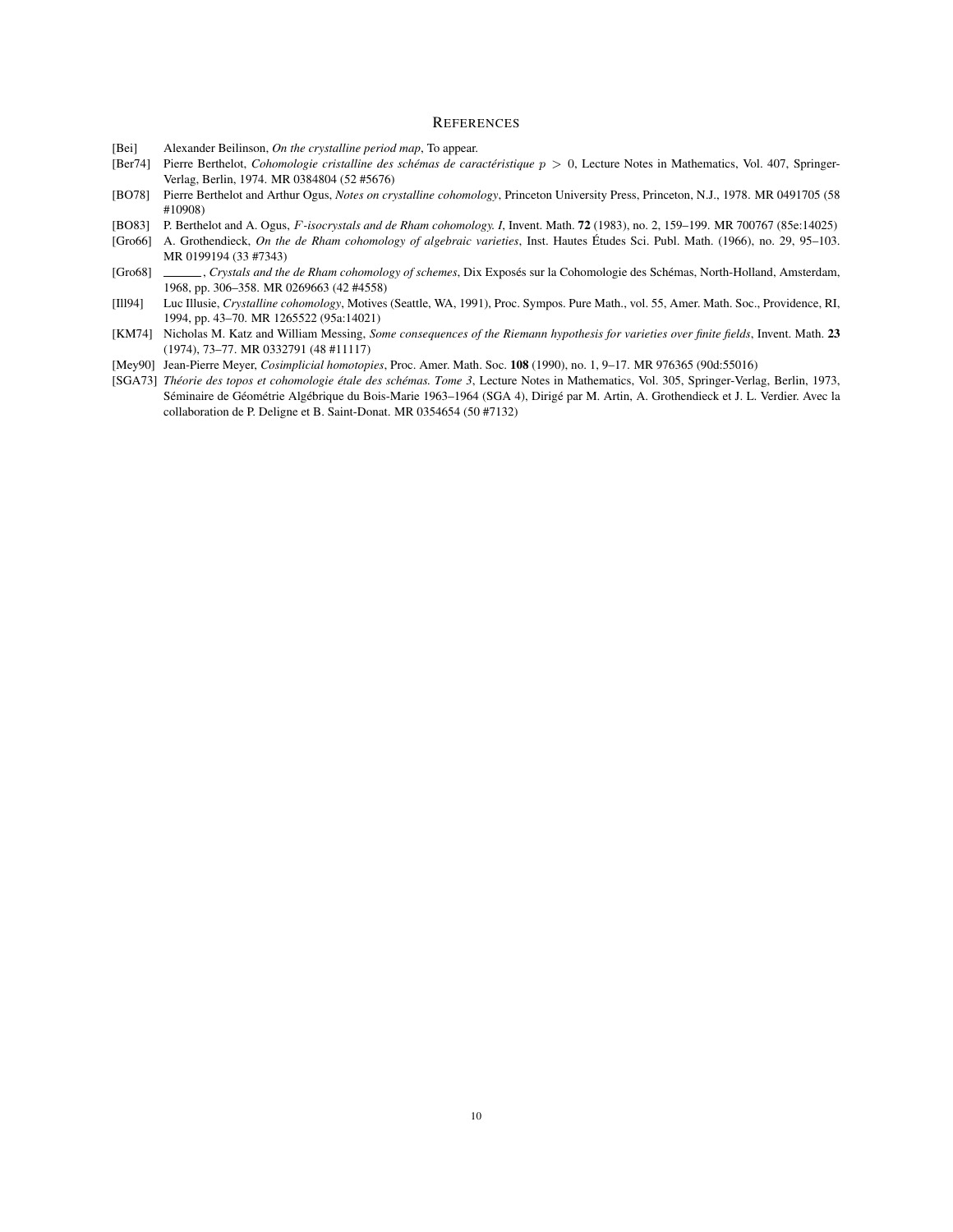# References

[Bei] Alexander Beilinson, *On the crystalline period map*, To appear.

[Ber74] Pierre Berthelot, *Cohomologie cristalline des schémas de caractéristique $p > 0$*, Lecture Notes in Mathematics, Vol. 407, Springer-Verlag, Berlin, 1974. MR 0384804 (52 #5676)

[BO78] Pierre Berthelot and Arthur Ogus, *Notes on crystalline cohomology*, Princeton University Press, Princeton, N.J., 1978. MR 0491705 (58 #10908)

[BO83] P. Berthelot and A. Ogus, *$F$-isocrystals and de Rham cohomology. I*, Invent. Math. **72** (1983), no. 2, 159–199. MR 700767 (85e:14025)

[Gro66] A. Grothendieck, *On the de Rham cohomology of algebraic varieties*, Inst. Hautes Études Sci. Publ. Math. (1966), no. 29, 95–103. MR 0199194 (33 #7343)

[Gro68] ______, *Crystals and the de Rham cohomology of schemes*, Dix Exposés sur la Cohomologie des Schémas, North-Holland, Amsterdam, 1968, pp. 306–358. MR 0269663 (42 #4558)

[Ill94] Luc Illusie, *Crystalline cohomology*, Motives (Seattle, WA, 1991), Proc. Sympos. Pure Math., vol. 55, Amer. Math. Soc., Providence, RI, 1994, pp. 43–70. MR 1265522 (95a:14021)

[KM74] Nicholas M. Katz and William Messing, *Some consequences of the Riemann hypothesis for varieties over finite fields*, Invent. Math. **23** (1974), 73–77. MR 0332791 (48 #11117)

[Mey90] Jean-Pierre Meyer, *Cosimplicial homotopies*, Proc. Amer. Math. Soc. **108** (1990), no. 1, 9–17. MR 976365 (90d:55016)

[SGA73] *Théorie des topos et cohomologie étale des schémas. Tome 3*, Lecture Notes in Mathematics, Vol. 305, Springer-Verlag, Berlin, 1973, Séminaire de Géométrie Algébrique du Bois-Marie 1963–1964 (SGA 4), Dirigé par M. Artin, A. Grothendieck et J. L. Verdier. Avec la collaboration de P. Deligne et B. Saint-Donat. MR 0354654 (50 #7132)